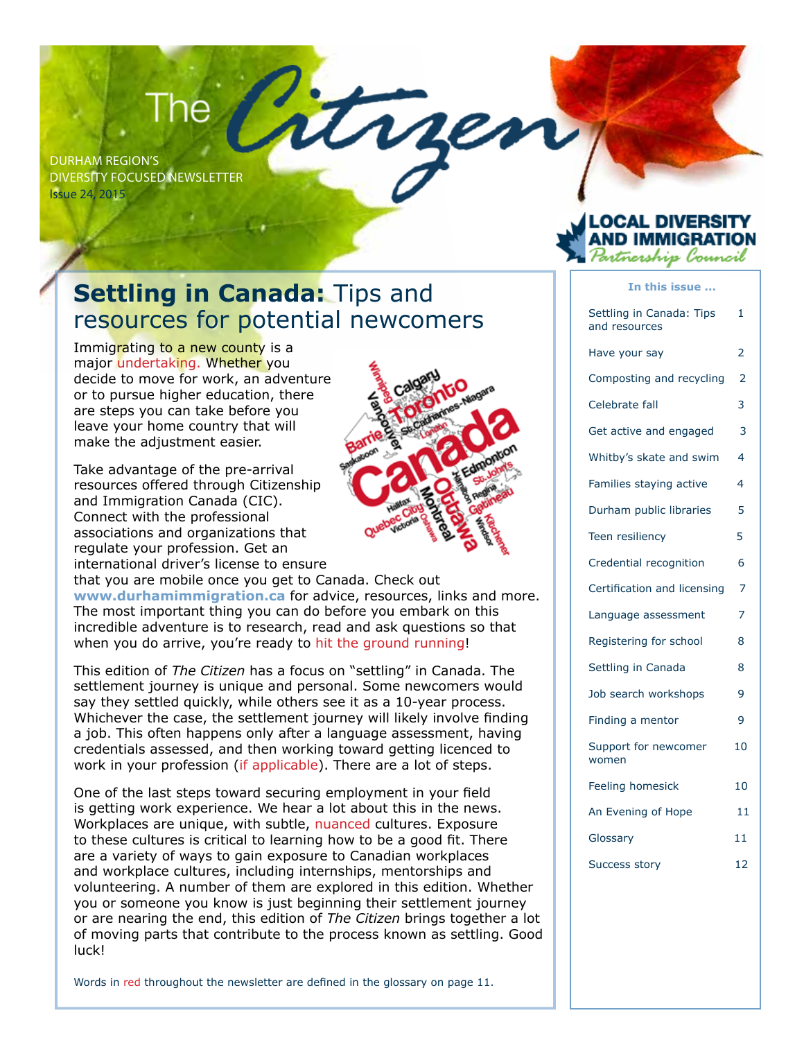# The Citizen

DURHAM REGION'S
DIVERSITY FOCUSED NEWSLETTER
Issue 24, 2015

LOCAL DIVERSITY AND IMMIGRATION Partnership Council

## Settling in Canada: Tips and resources for potential newcomers

Immigrating to a new county is a major undertaking. Whether you decide to move for work, an adventure or to pursue higher education, there are steps you can take before you leave your home country that will make the adjustment easier.

Take advantage of the pre-arrival resources offered through Citizenship and Immigration Canada (CIC). Connect with the professional associations and organizations that regulate your profession. Get an international driver's license to ensure that you are mobile once you get to Canada. Check out **www.durhamimmigration.ca** for advice, resources, links and more. The most important thing you can do before you embark on this incredible adventure is to research, read and ask questions so that when you do arrive, you're ready to hit the ground running!

This edition of *The Citizen* has a focus on "settling" in Canada. The settlement journey is unique and personal. Some newcomers would say they settled quickly, while others see it as a 10-year process. Whichever the case, the settlement journey will likely involve finding a job. This often happens only after a language assessment, having credentials assessed, and then working toward getting licenced to work in your profession (if applicable). There are a lot of steps.

One of the last steps toward securing employment in your field is getting work experience. We hear a lot about this in the news. Workplaces are unique, with subtle, nuanced cultures. Exposure to these cultures is critical to learning how to be a good fit. There are a variety of ways to gain exposure to Canadian workplaces and workplace cultures, including internships, mentorships and volunteering. A number of them are explored in this edition. Whether you or someone you know is just beginning their settlement journey or are nearing the end, this edition of *The Citizen* brings together a lot of moving parts that contribute to the process known as settling. Good luck!

Words in red throughout the newsletter are defined in the glossary on page 11.

**In this issue ...**

| | |
|---|---|
| Settling in Canada: Tips and resources | 1 |
| Have your say | 2 |
| Composting and recycling | 2 |
| Celebrate fall | 3 |
| Get active and engaged | 3 |
| Whitby's skate and swim | 4 |
| Families staying active | 4 |
| Durham public libraries | 5 |
| Teen resiliency | 5 |
| Credential recognition | 6 |
| Certification and licensing | 7 |
| Language assessment | 7 |
| Registering for school | 8 |
| Settling in Canada | 8 |
| Job search workshops | 9 |
| Finding a mentor | 9 |
| Support for newcomer women | 10 |
| Feeling homesick | 10 |
| An Evening of Hope | 11 |
| Glossary | 11 |
| Success story | 12 |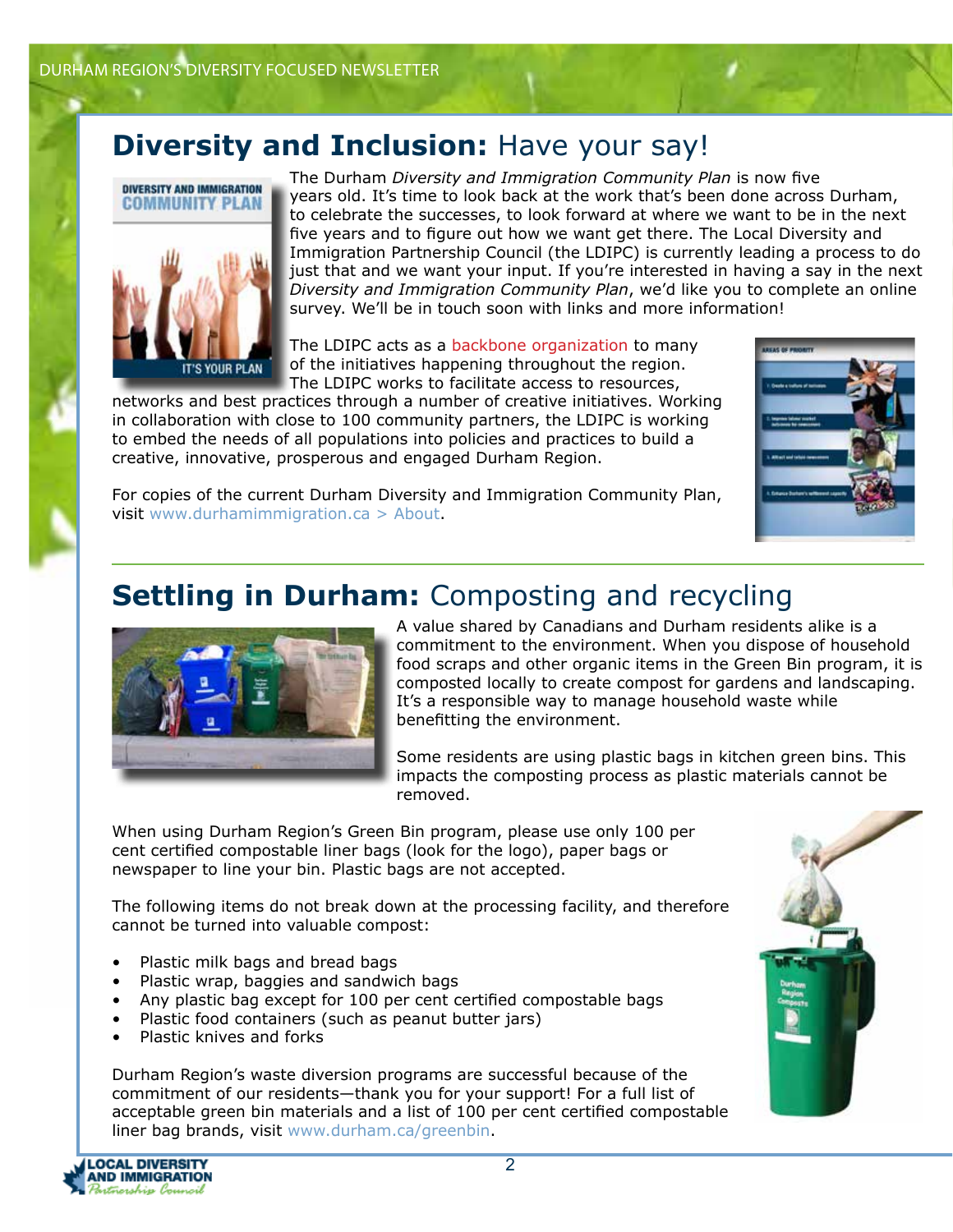## **Diversity and Inclusion:** Have your say!

The Durham *Diversity and Immigration Community Plan* is now five years old. It's time to look back at the work that's been done across Durham, to celebrate the successes, to look forward at where we want to be in the next five years and to figure out how we want get there. The Local Diversity and Immigration Partnership Council (the LDIPC) is currently leading a process to do just that and we want your input. If you're interested in having a say in the next *Diversity and Immigration Community Plan*, we'd like you to complete an online survey. We'll be in touch soon with links and more information!

The LDIPC acts as a backbone organization to many of the initiatives happening throughout the region. The LDIPC works to facilitate access to resources, networks and best practices through a number of creative initiatives. Working in collaboration with close to 100 community partners, the LDIPC is working to embed the needs of all populations into policies and practices to build a creative, innovative, prosperous and engaged Durham Region.

For copies of the current Durham Diversity and Immigration Community Plan, visit www.durhamimmigration.ca > About.

## **Settling in Durham:** Composting and recycling

A value shared by Canadians and Durham residents alike is a commitment to the environment. When you dispose of household food scraps and other organic items in the Green Bin program, it is composted locally to create compost for gardens and landscaping. It's a responsible way to manage household waste while benefitting the environment.

Some residents are using plastic bags in kitchen green bins. This impacts the composting process as plastic materials cannot be removed.

When using Durham Region's Green Bin program, please use only 100 per cent certified compostable liner bags (look for the logo), paper bags or newspaper to line your bin. Plastic bags are not accepted.

The following items do not break down at the processing facility, and therefore cannot be turned into valuable compost:

- Plastic milk bags and bread bags
- Plastic wrap, baggies and sandwich bags
- Any plastic bag except for 100 per cent certified compostable bags
- Plastic food containers (such as peanut butter jars)
- Plastic knives and forks

Durham Region's waste diversion programs are successful because of the commitment of our residents—thank you for your support! For a full list of acceptable green bin materials and a list of 100 per cent certified compostable liner bag brands, visit www.durham.ca/greenbin.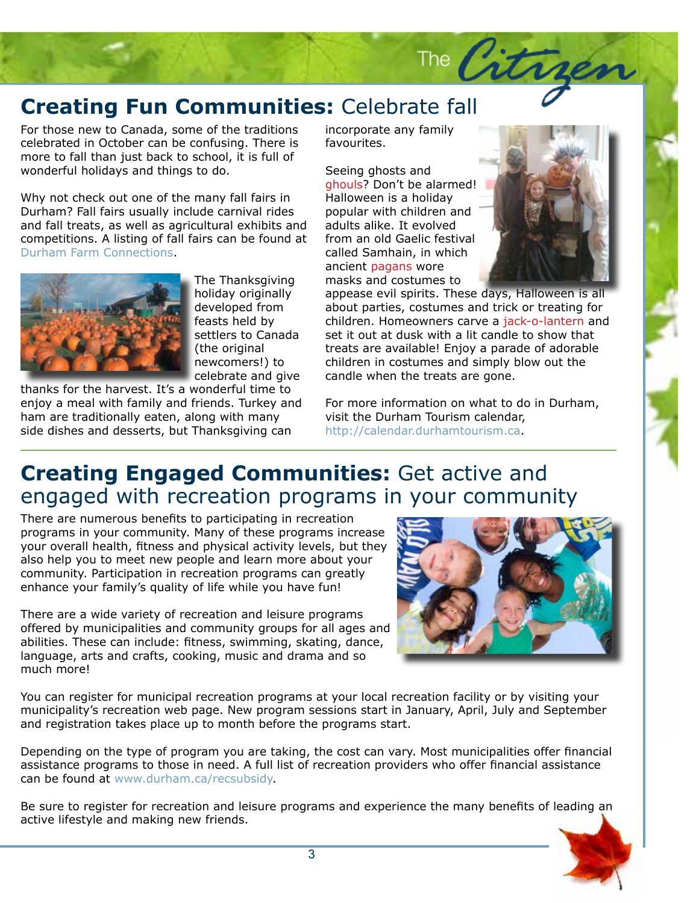## **Creating Fun Communities:** Celebrate fall

For those new to Canada, some of the traditions celebrated in October can be confusing. There is more to fall than just back to school, it is full of wonderful holidays and things to do.

Why not check out one of the many fall fairs in Durham? Fall fairs usually include carnival rides and fall treats, as well as agricultural exhibits and competitions. A listing of fall fairs can be found at Durham Farm Connections.

The Thanksgiving holiday originally developed from feasts held by settlers to Canada (the original newcomers!) to celebrate and give thanks for the harvest. It's a wonderful time to enjoy a meal with family and friends. Turkey and ham are traditionally eaten, along with many side dishes and desserts, but Thanksgiving can incorporate any family favourites.

Seeing ghosts and ghouls? Don't be alarmed! Halloween is a holiday popular with children and adults alike. It evolved from an old Gaelic festival called Samhain, in which ancient pagans wore masks and costumes to appease evil spirits. These days, Halloween is all about parties, costumes and trick or treating for children. Homeowners carve a jack-o-lantern and set it out at dusk with a lit candle to show that treats are available! Enjoy a parade of adorable children in costumes and simply blow out the candle when the treats are gone.

For more information on what to do in Durham, visit the Durham Tourism calendar, http://calendar.durhamtourism.ca.

## **Creating Engaged Communities:** Get active and engaged with recreation programs in your community

There are numerous benefits to participating in recreation programs in your community. Many of these programs increase your overall health, fitness and physical activity levels, but they also help you to meet new people and learn more about your community. Participation in recreation programs can greatly enhance your family's quality of life while you have fun!

There are a wide variety of recreation and leisure programs offered by municipalities and community groups for all ages and abilities. These can include: fitness, swimming, skating, dance, language, arts and crafts, cooking, music and drama and so much more!

You can register for municipal recreation programs at your local recreation facility or by visiting your municipality's recreation web page. New program sessions start in January, April, July and September and registration takes place up to month before the programs start.

Depending on the type of program you are taking, the cost can vary. Most municipalities offer financial assistance programs to those in need. A full list of recreation providers who offer financial assistance can be found at www.durham.ca/recsubsidy.

Be sure to register for recreation and leisure programs and experience the many benefits of leading an active lifestyle and making new friends.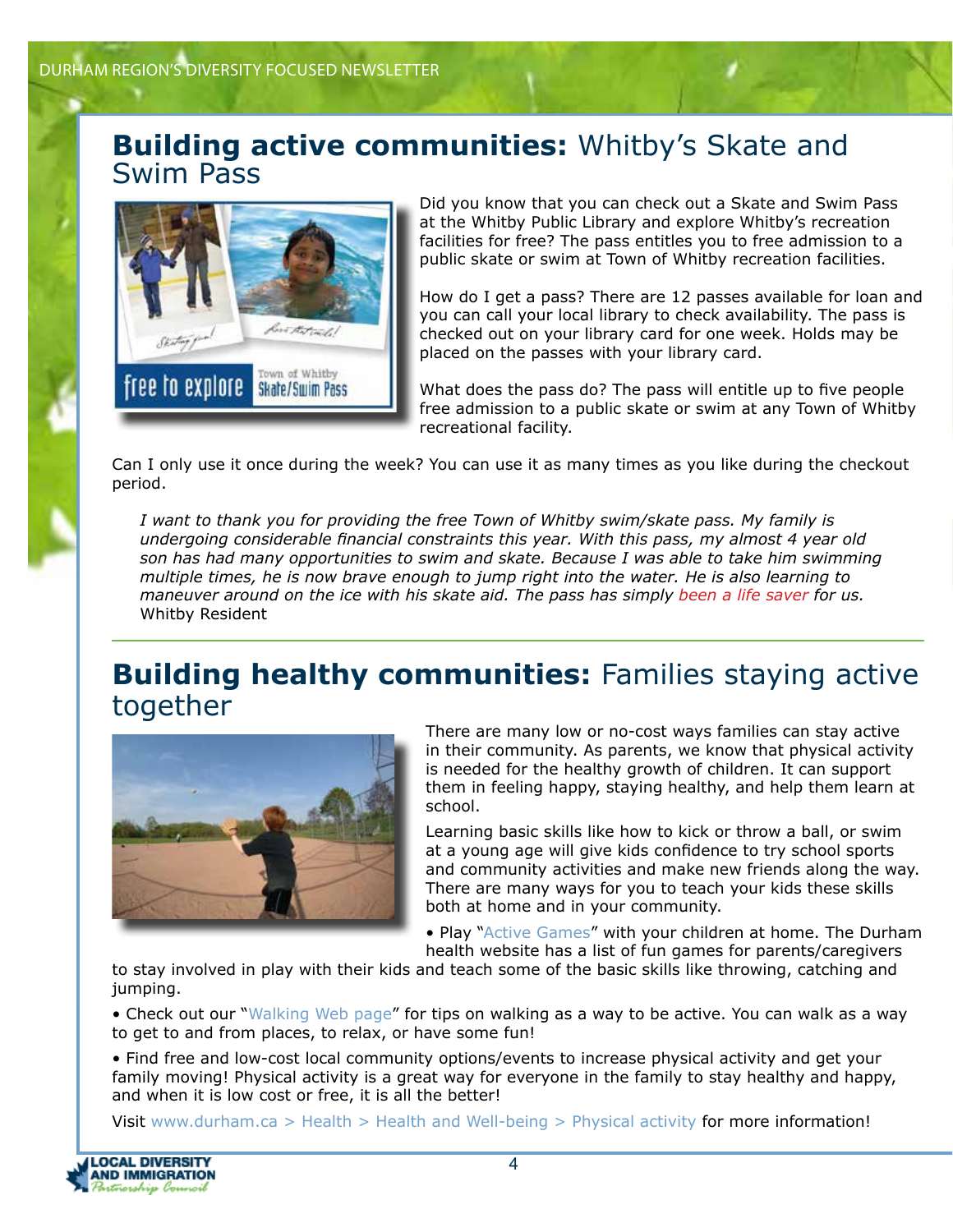## **Building active communities:** Whitby's Skate and Swim Pass

Did you know that you can check out a Skate and Swim Pass at the Whitby Public Library and explore Whitby's recreation facilities for free? The pass entitles you to free admission to a public skate or swim at Town of Whitby recreation facilities.

How do I get a pass? There are 12 passes available for loan and you can call your local library to check availability. The pass is checked out on your library card for one week. Holds may be placed on the passes with your library card.

What does the pass do? The pass will entitle up to five people free admission to a public skate or swim at any Town of Whitby recreational facility.

Can I only use it once during the week? You can use it as many times as you like during the checkout period.

*I want to thank you for providing the free Town of Whitby swim/skate pass. My family is undergoing considerable financial constraints this year. With this pass, my almost 4 year old son has had many opportunities to swim and skate. Because I was able to take him swimming multiple times, he is now brave enough to jump right into the water. He is also learning to maneuver around on the ice with his skate aid. The pass has simply been a life saver for us.*
Whitby Resident

## **Building healthy communities:** Families staying active together

There are many low or no-cost ways families can stay active in their community. As parents, we know that physical activity is needed for the healthy growth of children. It can support them in feeling happy, staying healthy, and help them learn at school.

Learning basic skills like how to kick or throw a ball, or swim at a young age will give kids confidence to try school sports and community activities and make new friends along the way. There are many ways for you to teach your kids these skills both at home and in your community.

- Play "Active Games" with your children at home. The Durham health website has a list of fun games for parents/caregivers to stay involved in play with their kids and teach some of the basic skills like throwing, catching and jumping.
- Check out our "Walking Web page" for tips on walking as a way to be active. You can walk as a way to get to and from places, to relax, or have some fun!
- Find free and low-cost local community options/events to increase physical activity and get your family moving! Physical activity is a great way for everyone in the family to stay healthy and happy, and when it is low cost or free, it is all the better!

Visit www.durham.ca > Health > Health and Well-being > Physical activity for more information!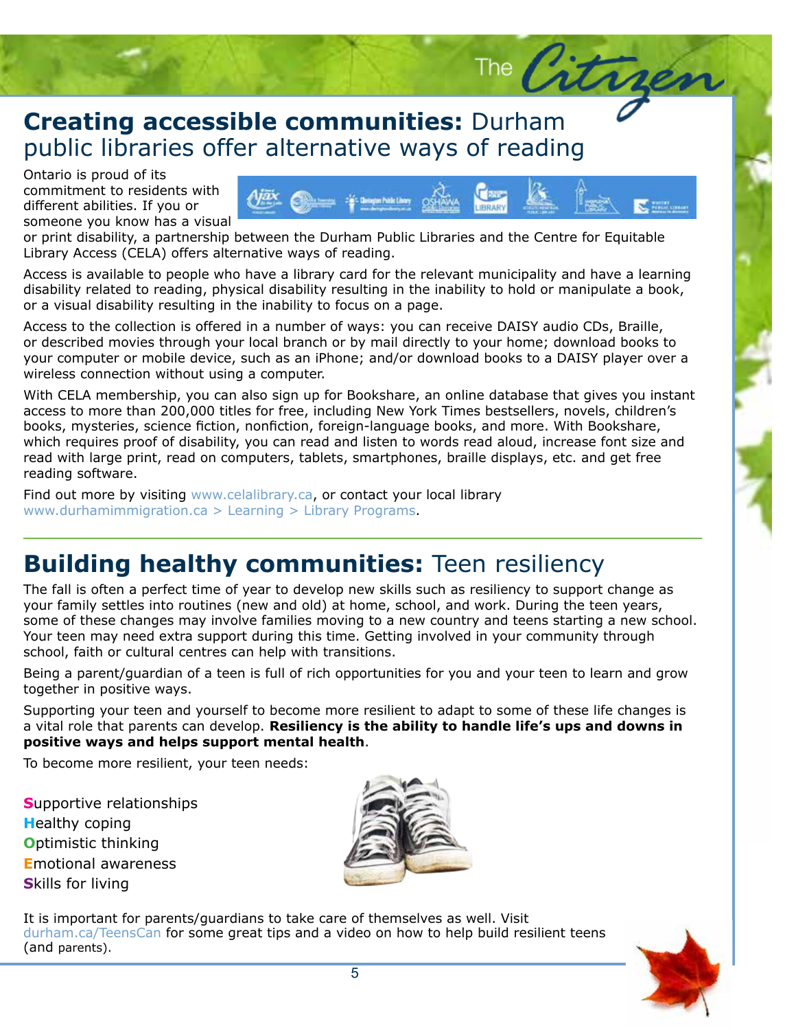## **Creating accessible communities:** Durham public libraries offer alternative ways of reading

Ontario is proud of its commitment to residents with different abilities. If you or someone you know has a visual or print disability, a partnership between the Durham Public Libraries and the Centre for Equitable Library Access (CELA) offers alternative ways of reading.

Access is available to people who have a library card for the relevant municipality and have a learning disability related to reading, physical disability resulting in the inability to hold or manipulate a book, or a visual disability resulting in the inability to focus on a page.

Access to the collection is offered in a number of ways: you can receive DAISY audio CDs, Braille, or described movies through your local branch or by mail directly to your home; download books to your computer or mobile device, such as an iPhone; and/or download books to a DAISY player over a wireless connection without using a computer.

With CELA membership, you can also sign up for Bookshare, an online database that gives you instant access to more than 200,000 titles for free, including New York Times bestsellers, novels, children's books, mysteries, science fiction, nonfiction, foreign-language books, and more. With Bookshare, which requires proof of disability, you can read and listen to words read aloud, increase font size and read with large print, read on computers, tablets, smartphones, braille displays, etc. and get free reading software.

Find out more by visiting www.celalibrary.ca, or contact your local library www.durhamimmigration.ca > Learning > Library Programs.

## **Building healthy communities:** Teen resiliency

The fall is often a perfect time of year to develop new skills such as resiliency to support change as your family settles into routines (new and old) at home, school, and work. During the teen years, some of these changes may involve families moving to a new country and teens starting a new school. Your teen may need extra support during this time. Getting involved in your community through school, faith or cultural centres can help with transitions.

Being a parent/guardian of a teen is full of rich opportunities for you and your teen to learn and grow together in positive ways.

Supporting your teen and yourself to become more resilient to adapt to some of these life changes is a vital role that parents can develop. **Resiliency is the ability to handle life's ups and downs in positive ways and helps support mental health**.

To become more resilient, your teen needs:

**S**upportive relationships
**H**ealthy coping
**O**ptimistic thinking
**E**motional awareness
**S**kills for living

It is important for parents/guardians to take care of themselves as well. Visit durham.ca/TeensCan for some great tips and a video on how to help build resilient teens (and parents).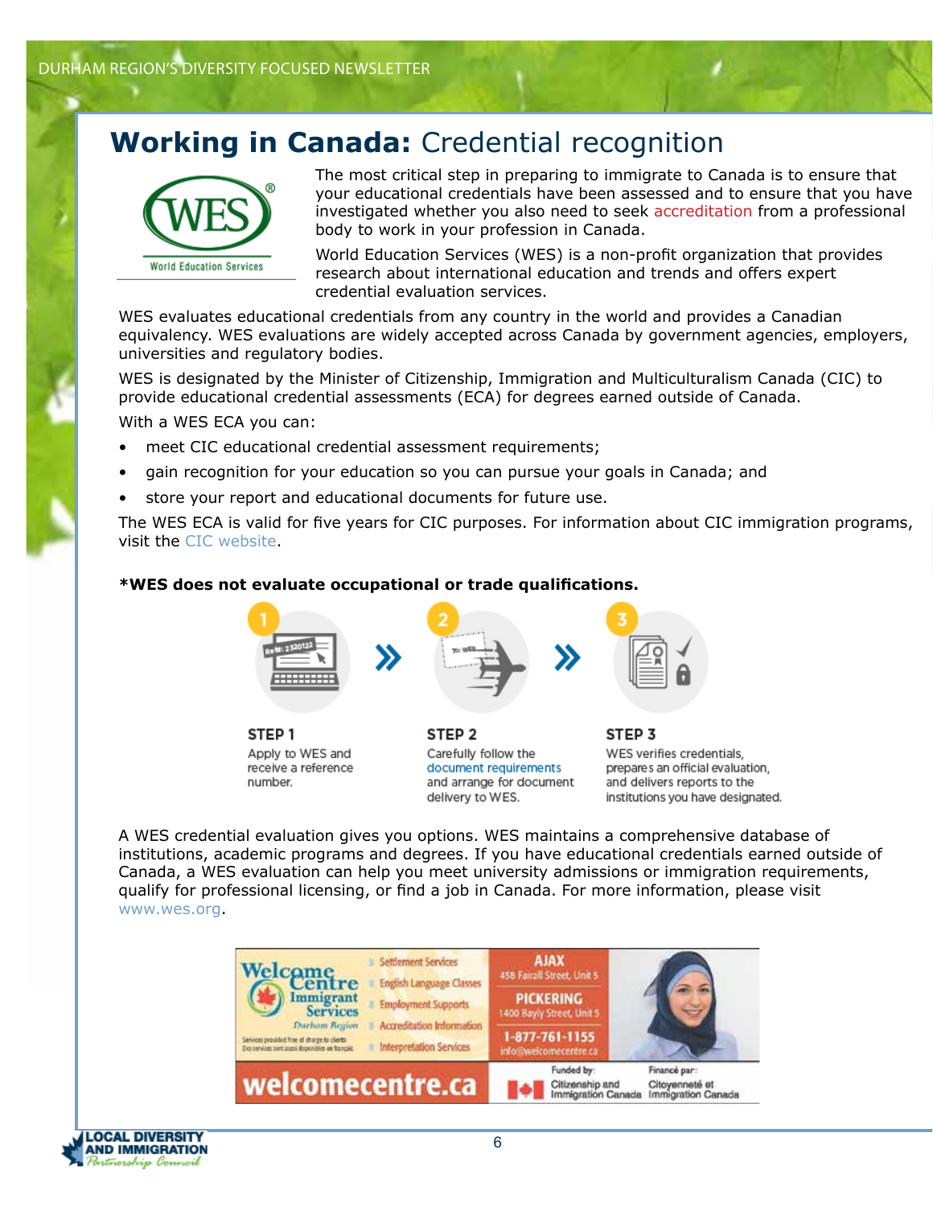# Working in Canada: Credential recognition

The most critical step in preparing to immigrate to Canada is to ensure that your educational credentials have been assessed and to ensure that you have investigated whether you also need to seek accreditation from a professional body to work in your profession in Canada.

World Education Services (WES) is a non-profit organization that provides research about international education and trends and offers expert credential evaluation services.

WES evaluates educational credentials from any country in the world and provides a Canadian equivalency. WES evaluations are widely accepted across Canada by government agencies, employers, universities and regulatory bodies.

WES is designated by the Minister of Citizenship, Immigration and Multiculturalism Canada (CIC) to provide educational credential assessments (ECA) for degrees earned outside of Canada.

With a WES ECA you can:

- meet CIC educational credential assessment requirements;
- gain recognition for your education so you can pursue your goals in Canada; and
- store your report and educational documents for future use.

The WES ECA is valid for five years for CIC purposes. For information about CIC immigration programs, visit the CIC website.

**\*WES does not evaluate occupational or trade qualifications.**

**STEP 1**
Apply to WES and receive a reference number.

**STEP 2**
Carefully follow the document requirements and arrange for document delivery to WES.

**STEP 3**
WES verifies credentials, prepares an official evaluation, and delivers reports to the institutions you have designated.

A WES credential evaluation gives you options. WES maintains a comprehensive database of institutions, academic programs and degrees. If you have educational credentials earned outside of Canada, a WES evaluation can help you meet university admissions or immigration requirements, qualify for professional licensing, or find a job in Canada. For more information, please visit www.wes.org.

Welcome Centre Immigrant Services – Durham Region

- Settlement Services
- English Language Classes
- Employment Supports
- Accreditation Information
- Interpretation Services

Services provided free of charge to clients
Des services sont aussi disponibles en français

**AJAX** 458 Fairall Street, Unit 5
**PICKERING** 1400 Bayly Street, Unit 5
1-877-761-1155
info@welcomecentre.ca

welcomecentre.ca

Funded by: Citizenship and Immigration Canada
Financé par: Citoyenneté et Immigration Canada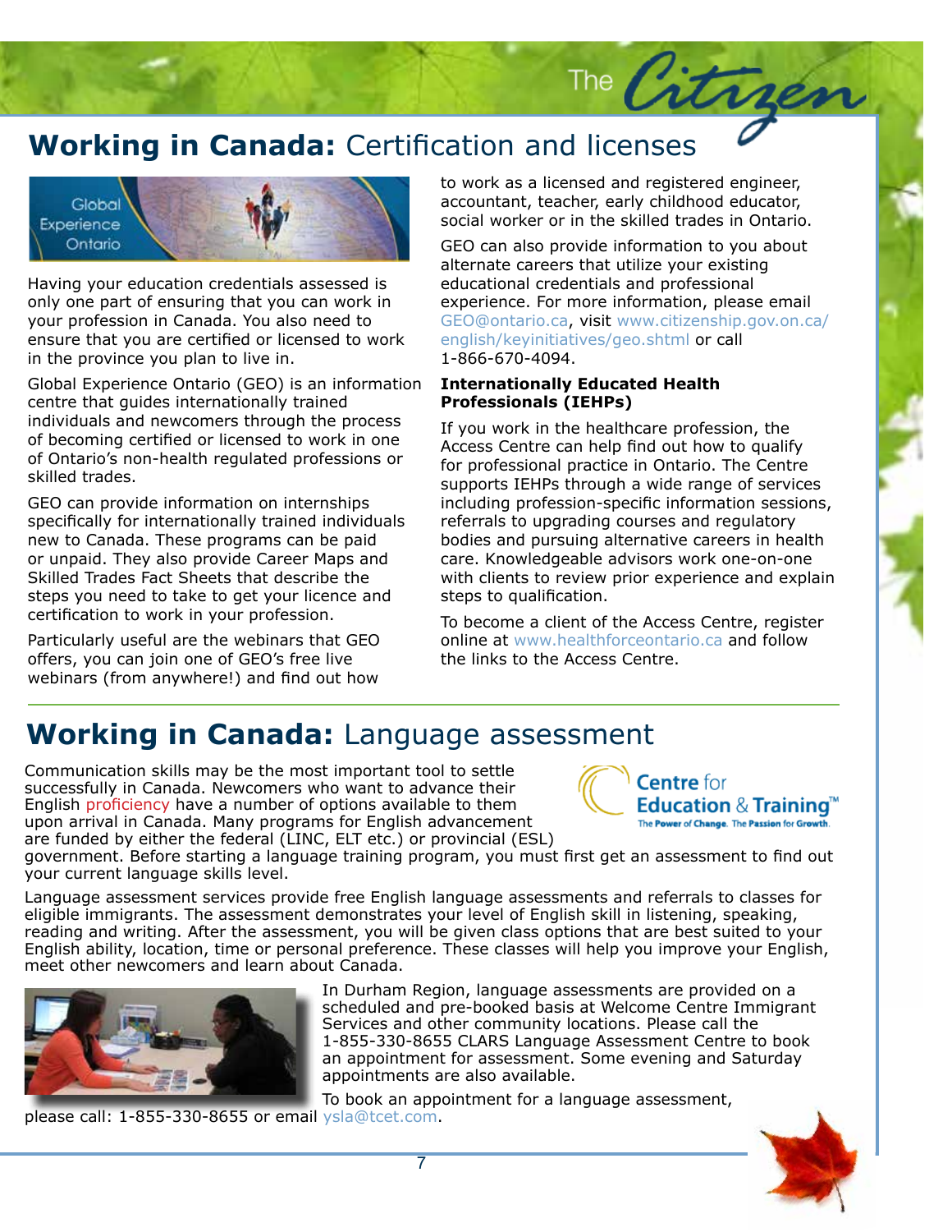## **Working in Canada:** Certification and licenses

Having your education credentials assessed is only one part of ensuring that you can work in your profession in Canada. You also need to ensure that you are certified or licensed to work in the province you plan to live in.

Global Experience Ontario (GEO) is an information centre that guides internationally trained individuals and newcomers through the process of becoming certified or licensed to work in one of Ontario's non-health regulated professions or skilled trades.

GEO can provide information on internships specifically for internationally trained individuals new to Canada. These programs can be paid or unpaid. They also provide Career Maps and Skilled Trades Fact Sheets that describe the steps you need to take to get your licence and certification to work in your profession.

Particularly useful are the webinars that GEO offers, you can join one of GEO's free live webinars (from anywhere!) and find out how to work as a licensed and registered engineer, accountant, teacher, early childhood educator, social worker or in the skilled trades in Ontario.

GEO can also provide information to you about alternate careers that utilize your existing educational credentials and professional experience. For more information, please email GEO@ontario.ca, visit www.citizenship.gov.on.ca/english/keyinitiatives/geo.shtml or call 1-866-670-4094.

### **Internationally Educated Health Professionals (IEHPs)**

If you work in the healthcare profession, the Access Centre can help find out how to qualify for professional practice in Ontario. The Centre supports IEHPs through a wide range of services including profession-specific information sessions, referrals to upgrading courses and regulatory bodies and pursuing alternative careers in health care. Knowledgeable advisors work one-on-one with clients to review prior experience and explain steps to qualification.

To become a client of the Access Centre, register online at www.healthforceontario.ca and follow the links to the Access Centre.

## **Working in Canada:** Language assessment

Communication skills may be the most important tool to settle successfully in Canada. Newcomers who want to advance their English proficiency have a number of options available to them upon arrival in Canada. Many programs for English advancement are funded by either the federal (LINC, ELT etc.) or provincial (ESL) government. Before starting a language training program, you must first get an assessment to find out your current language skills level.

Language assessment services provide free English language assessments and referrals to classes for eligible immigrants. The assessment demonstrates your level of English skill in listening, speaking, reading and writing. After the assessment, you will be given class options that are best suited to your English ability, location, time or personal preference. These classes will help you improve your English, meet other newcomers and learn about Canada.

In Durham Region, language assessments are provided on a scheduled and pre-booked basis at Welcome Centre Immigrant Services and other community locations. Please call the 1-855-330-8655 CLARS Language Assessment Centre to book an appointment for assessment. Some evening and Saturday appointments are also available.

To book an appointment for a language assessment, please call: 1-855-330-8655 or email ysla@tcet.com.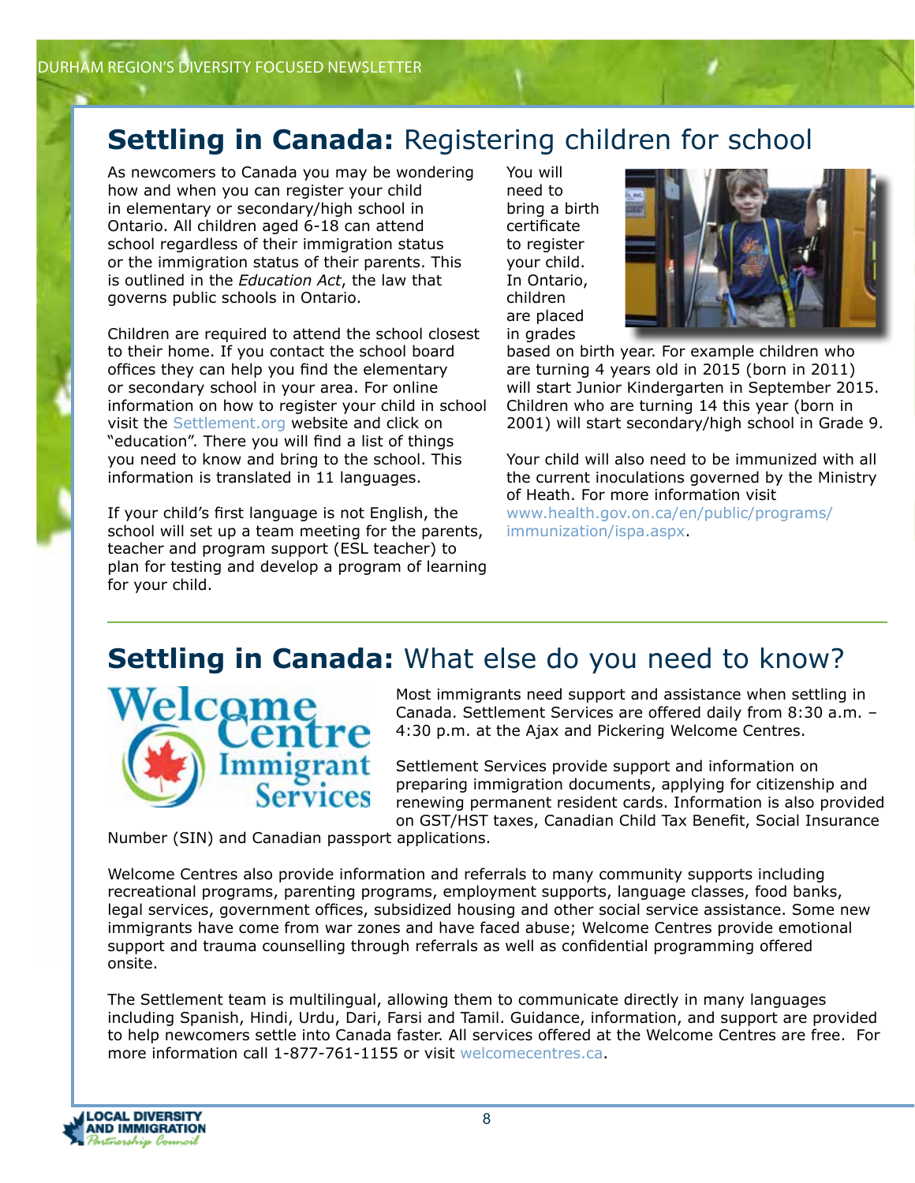## Settling in Canada: Registering children for school

As newcomers to Canada you may be wondering how and when you can register your child in elementary or secondary/high school in Ontario. All children aged 6-18 can attend school regardless of their immigration status or the immigration status of their parents. This is outlined in the *Education Act*, the law that governs public schools in Ontario.

Children are required to attend the school closest to their home. If you contact the school board offices they can help you find the elementary or secondary school in your area. For online information on how to register your child in school visit the Settlement.org website and click on "education". There you will find a list of things you need to know and bring to the school. This information is translated in 11 languages.

If your child's first language is not English, the school will set up a team meeting for the parents, teacher and program support (ESL teacher) to plan for testing and develop a program of learning for your child.

You will need to bring a birth certificate to register your child. In Ontario, children are placed in grades based on birth year. For example children who are turning 4 years old in 2015 (born in 2011) will start Junior Kindergarten in September 2015. Children who are turning 14 this year (born in 2001) will start secondary/high school in Grade 9.

Your child will also need to be immunized with all the current inoculations governed by the Ministry of Heath. For more information visit www.health.gov.on.ca/en/public/programs/immunization/ispa.aspx.

## Settling in Canada: What else do you need to know?

Welcome Centre Immigrant Services

Most immigrants need support and assistance when settling in Canada. Settlement Services are offered daily from 8:30 a.m. – 4:30 p.m. at the Ajax and Pickering Welcome Centres.

Settlement Services provide support and information on preparing immigration documents, applying for citizenship and renewing permanent resident cards. Information is also provided on GST/HST taxes, Canadian Child Tax Benefit, Social Insurance Number (SIN) and Canadian passport applications.

Welcome Centres also provide information and referrals to many community supports including recreational programs, parenting programs, employment supports, language classes, food banks, legal services, government offices, subsidized housing and other social service assistance. Some new immigrants have come from war zones and have faced abuse; Welcome Centres provide emotional support and trauma counselling through referrals as well as confidential programming offered onsite.

The Settlement team is multilingual, allowing them to communicate directly in many languages including Spanish, Hindi, Urdu, Dari, Farsi and Tamil. Guidance, information, and support are provided to help newcomers settle into Canada faster. All services offered at the Welcome Centres are free. For more information call 1-877-761-1155 or visit welcomecentres.ca.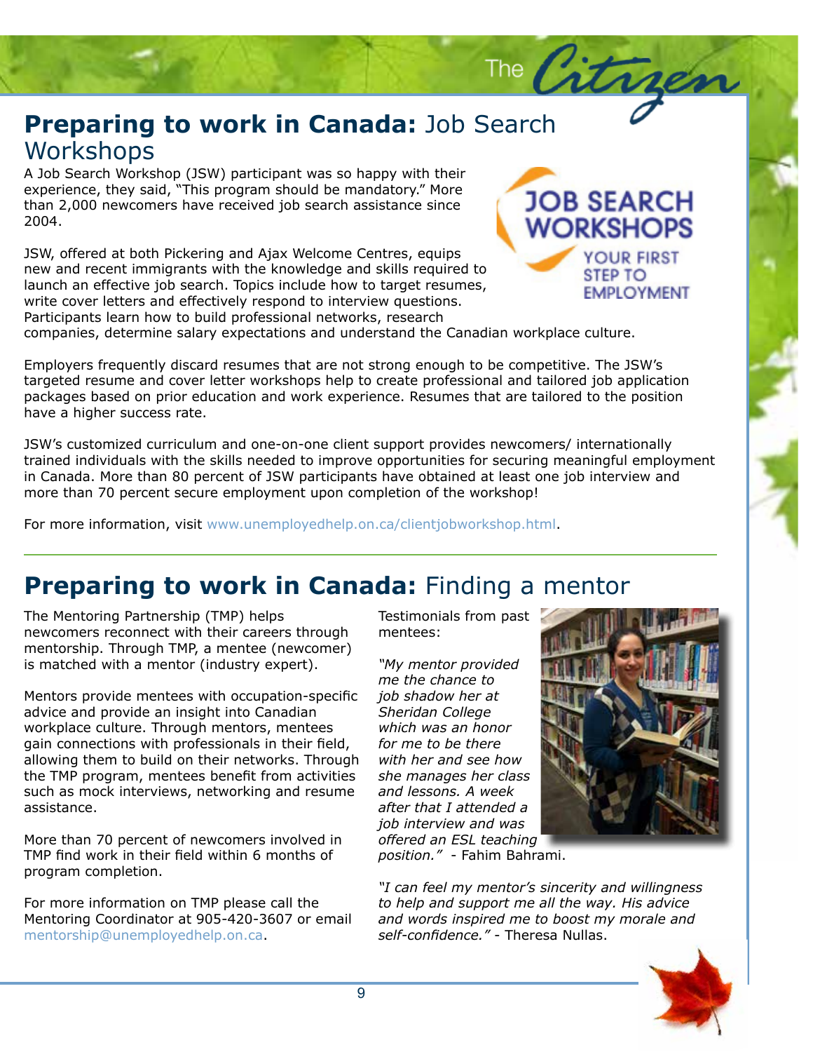## **Preparing to work in Canada:** Job Search Workshops

A Job Search Workshop (JSW) participant was so happy with their experience, they said, "This program should be mandatory." More than 2,000 newcomers have received job search assistance since 2004.

JOB SEARCH WORKSHOPS
YOUR FIRST STEP TO EMPLOYMENT

JSW, offered at both Pickering and Ajax Welcome Centres, equips new and recent immigrants with the knowledge and skills required to launch an effective job search. Topics include how to target resumes, write cover letters and effectively respond to interview questions. Participants learn how to build professional networks, research companies, determine salary expectations and understand the Canadian workplace culture.

Employers frequently discard resumes that are not strong enough to be competitive. The JSW's targeted resume and cover letter workshops help to create professional and tailored job application packages based on prior education and work experience. Resumes that are tailored to the position have a higher success rate.

JSW's customized curriculum and one-on-one client support provides newcomers/ internationally trained individuals with the skills needed to improve opportunities for securing meaningful employment in Canada. More than 80 percent of JSW participants have obtained at least one job interview and more than 70 percent secure employment upon completion of the workshop!

For more information, visit www.unemployedhelp.on.ca/clientjobworkshop.html.

## **Preparing to work in Canada:** Finding a mentor

The Mentoring Partnership (TMP) helps newcomers reconnect with their careers through mentorship. Through TMP, a mentee (newcomer) is matched with a mentor (industry expert).

Mentors provide mentees with occupation-specific advice and provide an insight into Canadian workplace culture. Through mentors, mentees gain connections with professionals in their field, allowing them to build on their networks. Through the TMP program, mentees benefit from activities such as mock interviews, networking and resume assistance.

More than 70 percent of newcomers involved in TMP find work in their field within 6 months of program completion.

For more information on TMP please call the Mentoring Coordinator at 905-420-3607 or email mentorship@unemployedhelp.on.ca.

Testimonials from past mentees:

*"My mentor provided me the chance to job shadow her at Sheridan College which was an honor for me to be there with her and see how she manages her class and lessons. A week after that I attended a job interview and was offered an ESL teaching position."* - Fahim Bahrami.

*"I can feel my mentor's sincerity and willingness to help and support me all the way. His advice and words inspired me to boost my morale and self-confidence."* - Theresa Nullas.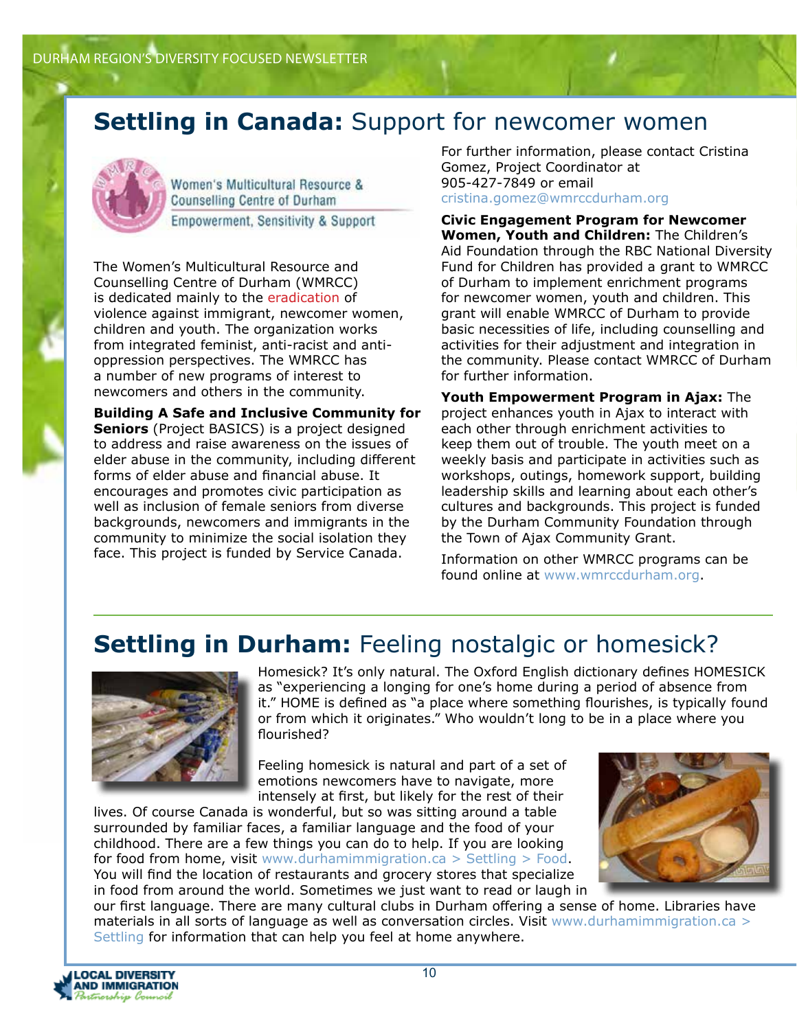## **Settling in Canada:** Support for newcomer women

Women's Multicultural Resource & Counselling Centre of Durham
Empowerment, Sensitivity & Support

The Women's Multicultural Resource and Counselling Centre of Durham (WMRCC) is dedicated mainly to the eradication of violence against immigrant, newcomer women, children and youth. The organization works from integrated feminist, anti-racist and anti-oppression perspectives. The WMRCC has a number of new programs of interest to newcomers and others in the community.

**Building A Safe and Inclusive Community for Seniors** (Project BASICS) is a project designed to address and raise awareness on the issues of elder abuse in the community, including different forms of elder abuse and financial abuse. It encourages and promotes civic participation as well as inclusion of female seniors from diverse backgrounds, newcomers and immigrants in the community to minimize the social isolation they face. This project is funded by Service Canada.

For further information, please contact Cristina Gomez, Project Coordinator at 905-427-7849 or email cristina.gomez@wmrccdurham.org

**Civic Engagement Program for Newcomer Women, Youth and Children:** The Children's Aid Foundation through the RBC National Diversity Fund for Children has provided a grant to WMRCC of Durham to implement enrichment programs for newcomer women, youth and children. This grant will enable WMRCC of Durham to provide basic necessities of life, including counselling and activities for their adjustment and integration in the community. Please contact WMRCC of Durham for further information.

**Youth Empowerment Program in Ajax:** The project enhances youth in Ajax to interact with each other through enrichment activities to keep them out of trouble. The youth meet on a weekly basis and participate in activities such as workshops, outings, homework support, building leadership skills and learning about each other's cultures and backgrounds. This project is funded by the Durham Community Foundation through the Town of Ajax Community Grant.

Information on other WMRCC programs can be found online at www.wmrccdurham.org.

## **Settling in Durham:** Feeling nostalgic or homesick?

Homesick? It's only natural. The Oxford English dictionary defines HOMESICK as "experiencing a longing for one's home during a period of absence from it." HOME is defined as "a place where something flourishes, is typically found or from which it originates." Who wouldn't long to be in a place where you flourished?

Feeling homesick is natural and part of a set of emotions newcomers have to navigate, more intensely at first, but likely for the rest of their lives. Of course Canada is wonderful, but so was sitting around a table surrounded by familiar faces, a familiar language and the food of your childhood. There are a few things you can do to help. If you are looking for food from home, visit www.durhamimmigration.ca > Settling > Food. You will find the location of restaurants and grocery stores that specialize in food from around the world. Sometimes we just want to read or laugh in our first language. There are many cultural clubs in Durham offering a sense of home. Libraries have materials in all sorts of language as well as conversation circles. Visit www.durhamimmigration.ca > Settling for information that can help you feel at home anywhere.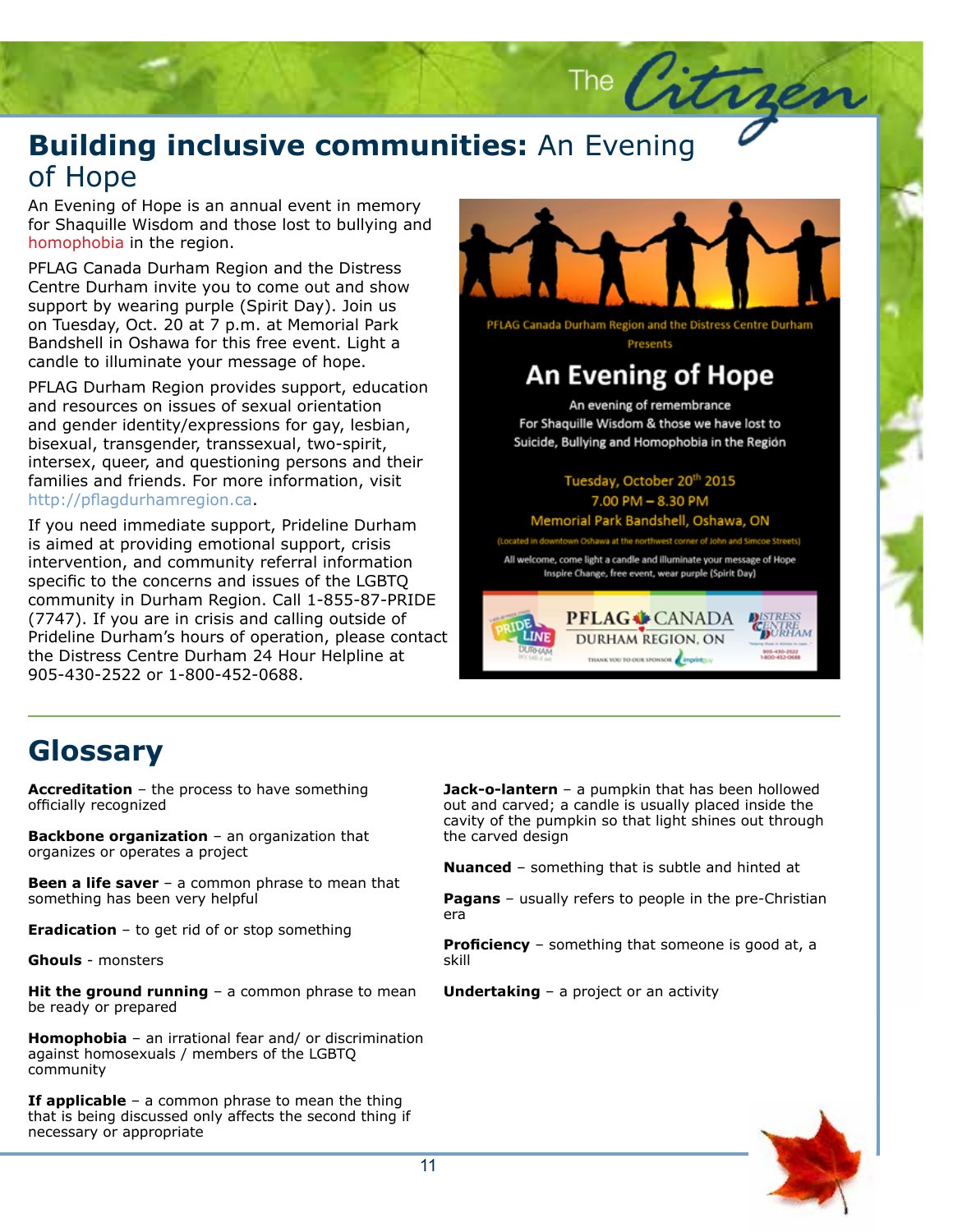## **Building inclusive communities:** An Evening of Hope

An Evening of Hope is an annual event in memory for Shaquille Wisdom and those lost to bullying and homophobia in the region.

PFLAG Canada Durham Region and the Distress Centre Durham invite you to come out and show support by wearing purple (Spirit Day). Join us on Tuesday, Oct. 20 at 7 p.m. at Memorial Park Bandshell in Oshawa for this free event. Light a candle to illuminate your message of hope.

PFLAG Durham Region provides support, education and resources on issues of sexual orientation and gender identity/expressions for gay, lesbian, bisexual, transgender, transsexual, two-spirit, intersex, queer, and questioning persons and their families and friends. For more information, visit http://pflagdurhamregion.ca.

If you need immediate support, Prideline Durham is aimed at providing emotional support, crisis intervention, and community referral information specific to the concerns and issues of the LGBTQ community in Durham Region. Call 1-855-87-PRIDE (7747). If you are in crisis and calling outside of Prideline Durham's hours of operation, please contact the Distress Centre Durham 24 Hour Helpline at 905-430-2522 or 1-800-452-0688.

PFLAG Canada Durham Region and the Distress Centre Durham Presents

**An Evening of Hope**

An evening of remembrance
For Shaquille Wisdom & those we have lost to Suicide, Bullying and Homophobia in the Region

Tuesday, October 20th 2015
7.00 PM – 8.30 PM
Memorial Park Bandshell, Oshawa, ON
(Located in downtown Oshawa at the northwest corner of John and Simcoe Streets)

All welcome, come light a candle and illuminate your message of Hope
Inspire Change, free event, wear purple (Spirit Day)

PFLAG CANADA DURHAM REGION, ON

## Glossary

**Accreditation** – the process to have something officially recognized

**Backbone organization** – an organization that organizes or operates a project

**Been a life saver** – a common phrase to mean that something has been very helpful

**Eradication** – to get rid of or stop something

**Ghouls** - monsters

**Hit the ground running** – a common phrase to mean be ready or prepared

**Homophobia** – an irrational fear and/ or discrimination against homosexuals / members of the LGBTQ community

**If applicable** – a common phrase to mean the thing that is being discussed only affects the second thing if necessary or appropriate

**Jack-o-lantern** – a pumpkin that has been hollowed out and carved; a candle is usually placed inside the cavity of the pumpkin so that light shines out through the carved design

**Nuanced** – something that is subtle and hinted at

**Pagans** – usually refers to people in the pre-Christian era

**Proficiency** – something that someone is good at, a skill

**Undertaking** – a project or an activity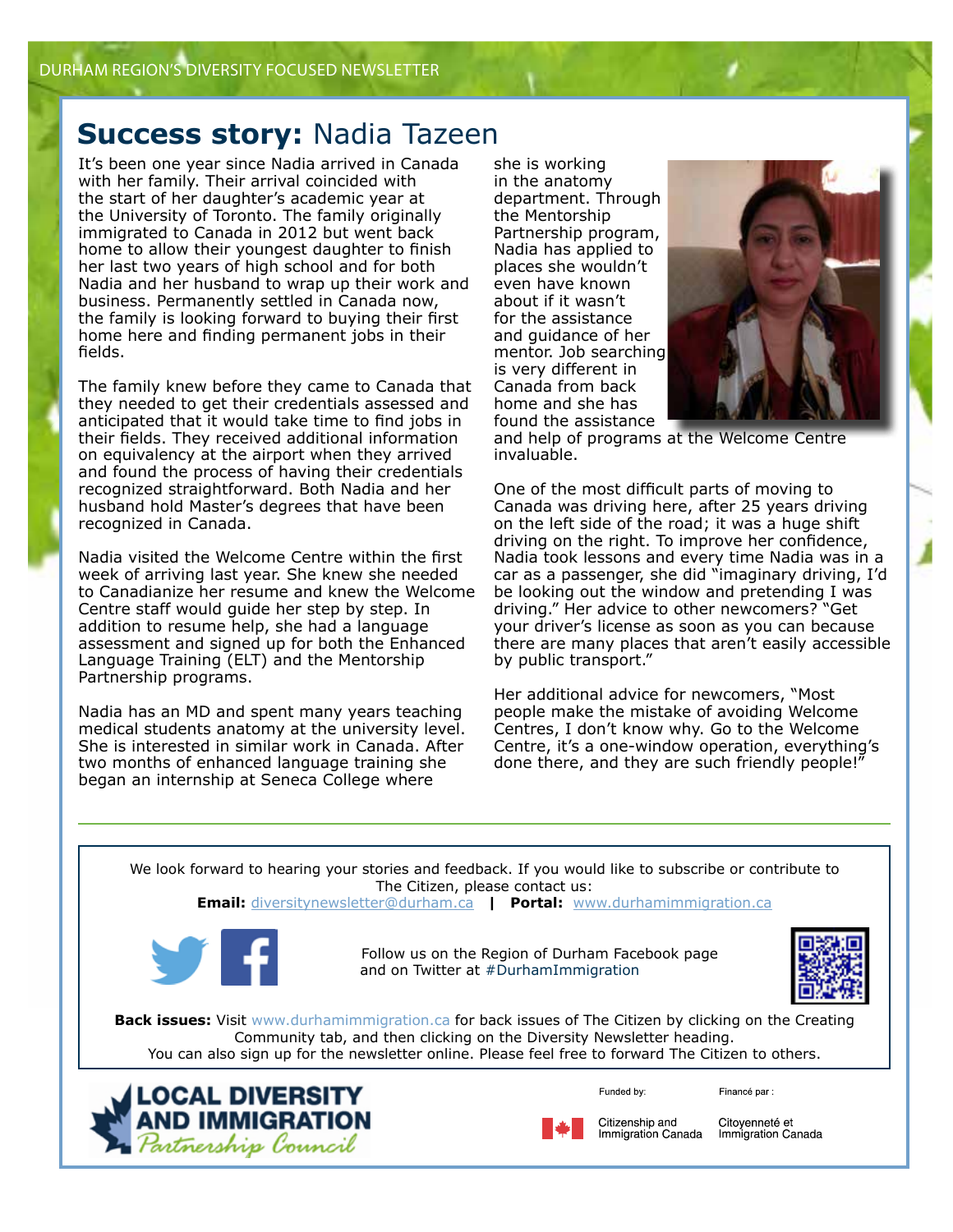# Success story: Nadia Tazeen

It's been one year since Nadia arrived in Canada with her family. Their arrival coincided with the start of her daughter's academic year at the University of Toronto. The family originally immigrated to Canada in 2012 but went back home to allow their youngest daughter to finish her last two years of high school and for both Nadia and her husband to wrap up their work and business. Permanently settled in Canada now, the family is looking forward to buying their first home here and finding permanent jobs in their fields.

The family knew before they came to Canada that they needed to get their credentials assessed and anticipated that it would take time to find jobs in their fields. They received additional information on equivalency at the airport when they arrived and found the process of having their credentials recognized straightforward. Both Nadia and her husband hold Master's degrees that have been recognized in Canada.

Nadia visited the Welcome Centre within the first week of arriving last year. She knew she needed to Canadianize her resume and knew the Welcome Centre staff would guide her step by step. In addition to resume help, she had a language assessment and signed up for both the Enhanced Language Training (ELT) and the Mentorship Partnership programs.

Nadia has an MD and spent many years teaching medical students anatomy at the university level. She is interested in similar work in Canada. After two months of enhanced language training she began an internship at Seneca College where she is working in the anatomy department. Through the Mentorship Partnership program, Nadia has applied to places she wouldn't even have known about if it wasn't for the assistance and guidance of her mentor. Job searching is very different in Canada from back home and she has found the assistance and help of programs at the Welcome Centre invaluable.

One of the most difficult parts of moving to Canada was driving here, after 25 years driving on the left side of the road; it was a huge shift driving on the right. To improve her confidence, Nadia took lessons and every time Nadia was in a car as a passenger, she did "imaginary driving, I'd be looking out the window and pretending I was driving." Her advice to other newcomers? "Get your driver's license as soon as you can because there are many places that aren't easily accessible by public transport."

Her additional advice for newcomers, "Most people make the mistake of avoiding Welcome Centres, I don't know why. Go to the Welcome Centre, it's a one-window operation, everything's done there, and they are such friendly people!"

---

We look forward to hearing your stories and feedback. If you would like to subscribe or contribute to The Citizen, please contact us:

**Email:** diversitynewsletter@durham.ca | **Portal:** www.durhamimmigration.ca

Follow us on the Region of Durham Facebook page and on Twitter at #DurhamImmigration

**Back issues:** Visit www.durhamimmigration.ca for back issues of The Citizen by clicking on the Creating Community tab, and then clicking on the Diversity Newsletter heading. You can also sign up for the newsletter online. Please feel free to forward The Citizen to others.

LOCAL DIVERSITY AND IMMIGRATION *Partnership Council*

Funded by: Citizenship and Immigration Canada

Financé par : Citoyenneté et Immigration Canada